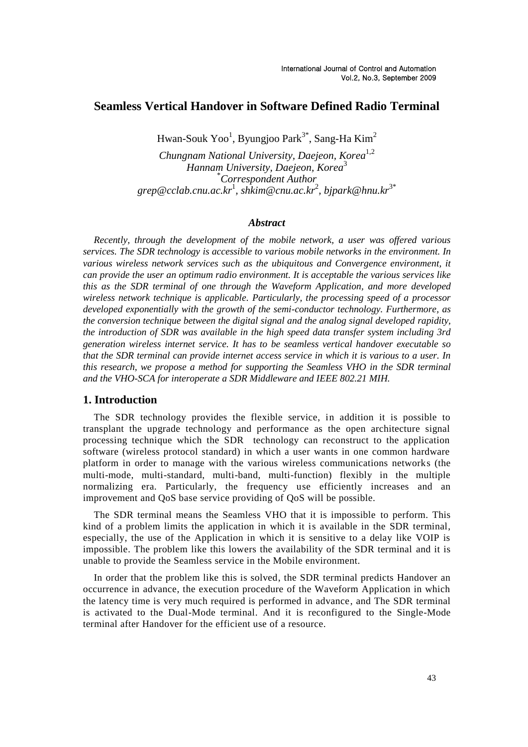# Seamless Vertical Handover in Software Defined Radio Terminal

Hwan-Souk Yoo[1], Byungjoo Park[3*], Sang-Ha Kim[2]

*Chungnam National University, Daejeon, Korea*[1,2]
*Hannam University, Daejeon, Korea*[3]
[*]*Correspondent Author*
*grep@cclab.cnu.ac.kr*[1], *shkim@cnu.ac.kr*[2], *bjpark@hnu.kr*[3*]

### *Abstract*

*Recently, through the development of the mobile network, a user was offered various services. The SDR technology is accessible to various mobile networks in the environment. In various wireless network services such as the ubiquitous and Convergence environment, it can provide the user an optimum radio environment. It is acceptable the various services like this as the SDR terminal of one through the Waveform Application, and more developed wireless network technique is applicable. Particularly, the processing speed of a processor developed exponentially with the growth of the semi-conductor technology. Furthermore, as the conversion technique between the digital signal and the analog signal developed rapidity, the introduction of SDR was available in the high speed data transfer system including 3rd generation wireless internet service. It has to be seamless vertical handover executable so that the SDR terminal can provide internet access service in which it is various to a user. In this research, we propose a method for supporting the Seamless VHO in the SDR terminal and the VHO-SCA for interoperate a SDR Middleware and IEEE 802.21 MIH.*

## 1. Introduction

The SDR technology provides the flexible service, in addition it is possible to transplant the upgrade technology and performance as the open architecture signal processing technique which the SDR technology can reconstruct to the application software (wireless protocol standard) in which a user wants in one common hardware platform in order to manage with the various wireless communications networks (the multi-mode, multi-standard, multi-band, multi-function) flexibly in the multiple normalizing era. Particularly, the frequency use efficiently increases and an improvement and QoS base service providing of QoS will be possible.

The SDR terminal means the Seamless VHO that it is impossible to perform. This kind of a problem limits the application in which it is available in the SDR terminal, especially, the use of the Application in which it is sensitive to a delay like VOIP is impossible. The problem like this lowers the availability of the SDR terminal and it is unable to provide the Seamless service in the Mobile environment.

In order that the problem like this is solved, the SDR terminal predicts Handover an occurrence in advance, the execution procedure of the Waveform Application in which the latency time is very much required is performed in advance, and The SDR terminal is activated to the Dual-Mode terminal. And it is reconfigured to the Single-Mode terminal after Handover for the efficient use of a resource.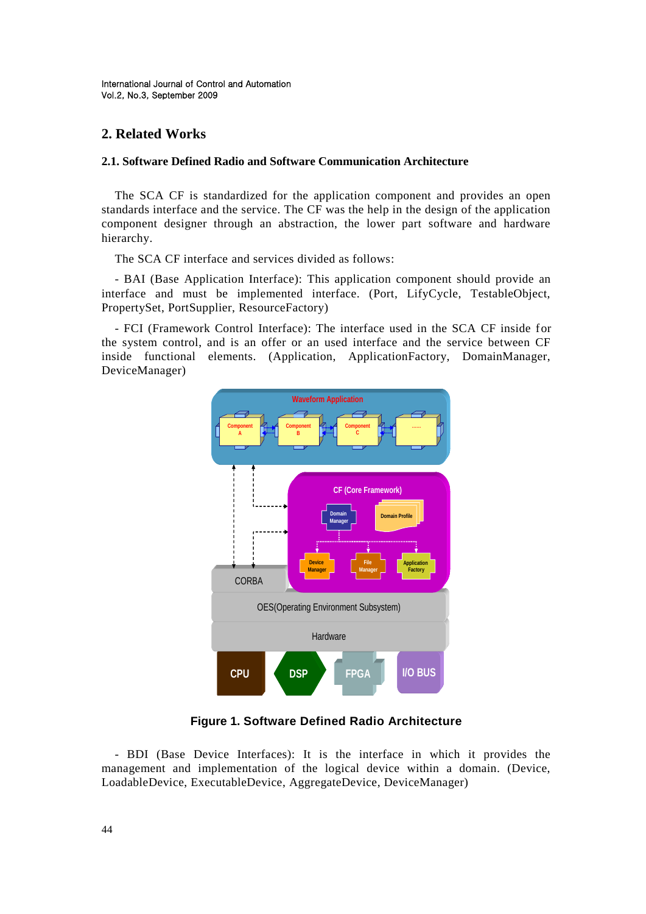## 2. Related Works

### 2.1. Software Defined Radio and Software Communication Architecture

The SCA CF is standardized for the application component and provides an open standards interface and the service. The CF was the help in the design of the application component designer through an abstraction, the lower part software and hardware hierarchy.

The SCA CF interface and services divided as follows:

- BAI (Base Application Interface): This application component should provide an interface and must be implemented interface. (Port, LifyCycle, TestableObject, PropertySet, PortSupplier, ResourceFactory)

- FCI (Framework Control Interface): The interface used in the SCA CF inside for the system control, and is an offer or an used interface and the service between CF inside functional elements. (Application, ApplicationFactory, DomainManager, DeviceManager)

**Figure 1. Software Defined Radio Architecture**

- BDI (Base Device Interfaces): It is the interface in which it provides the management and implementation of the logical device within a domain. (Device, LoadableDevice, ExecutableDevice, AggregateDevice, DeviceManager)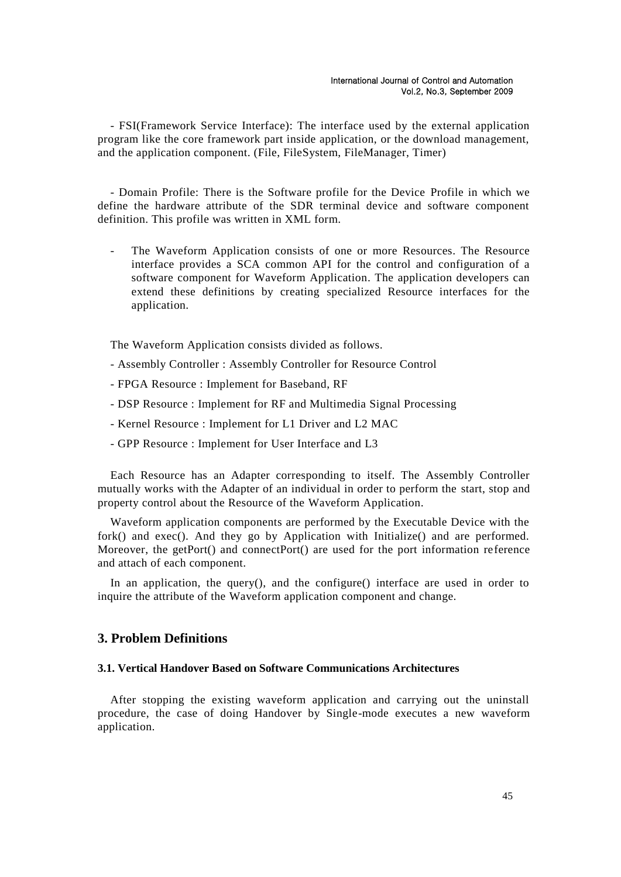- FSI(Framework Service Interface): The interface used by the external application program like the core framework part inside application, or the download management, and the application component. (File, FileSystem, FileManager, Timer)

- Domain Profile: There is the Software profile for the Device Profile in which we define the hardware attribute of the SDR terminal device and software component definition. This profile was written in XML form.

- The Waveform Application consists of one or more Resources. The Resource interface provides a SCA common API for the control and configuration of a software component for Waveform Application. The application developers can extend these definitions by creating specialized Resource interfaces for the application.

The Waveform Application consists divided as follows.

- Assembly Controller : Assembly Controller for Resource Control
- FPGA Resource : Implement for Baseband, RF
- DSP Resource : Implement for RF and Multimedia Signal Processing
- Kernel Resource : Implement for L1 Driver and L2 MAC
- GPP Resource : Implement for User Interface and L3

Each Resource has an Adapter corresponding to itself. The Assembly Controller mutually works with the Adapter of an individual in order to perform the start, stop and property control about the Resource of the Waveform Application.

Waveform application components are performed by the Executable Device with the fork() and exec(). And they go by Application with Initialize() and are performed. Moreover, the getPort() and connectPort() are used for the port information reference and attach of each component.

In an application, the query(), and the configure() interface are used in order to inquire the attribute of the Waveform application component and change.

## 3. Problem Definitions

### 3.1. Vertical Handover Based on Software Communications Architectures

After stopping the existing waveform application and carrying out the uninstall procedure, the case of doing Handover by Single-mode executes a new waveform application.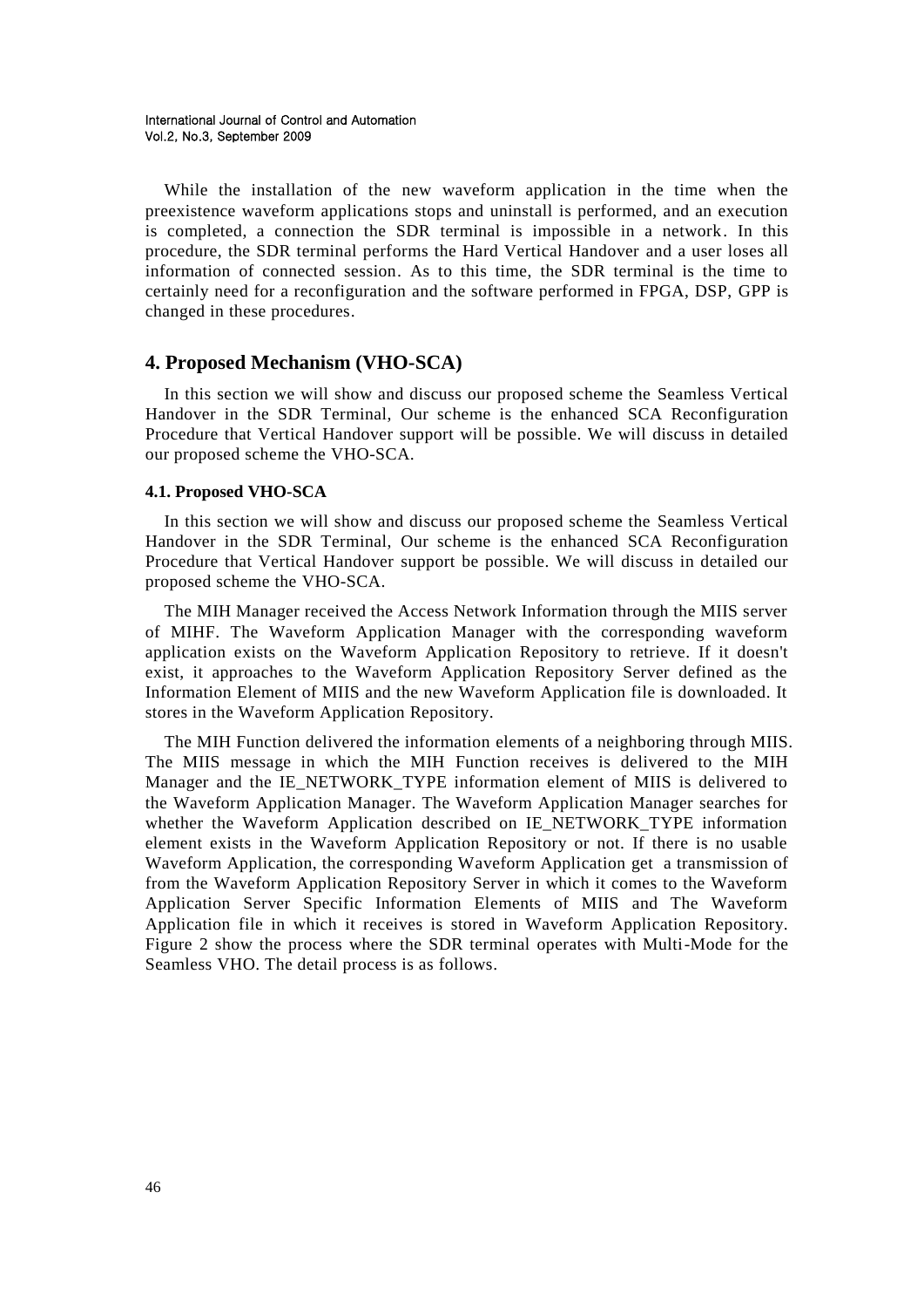While the installation of the new waveform application in the time when the preexistence waveform applications stops and uninstall is performed, and an execution is completed, a connection the SDR terminal is impossible in a network. In this procedure, the SDR terminal performs the Hard Vertical Handover and a user loses all information of connected session. As to this time, the SDR terminal is the time to certainly need for a reconfiguration and the software performed in FPGA, DSP, GPP is changed in these procedures.

## 4. Proposed Mechanism (VHO-SCA)

In this section we will show and discuss our proposed scheme the Seamless Vertical Handover in the SDR Terminal, Our scheme is the enhanced SCA Reconfiguration Procedure that Vertical Handover support will be possible. We will discuss in detailed our proposed scheme the VHO-SCA.

### 4.1. Proposed VHO-SCA

In this section we will show and discuss our proposed scheme the Seamless Vertical Handover in the SDR Terminal, Our scheme is the enhanced SCA Reconfiguration Procedure that Vertical Handover support be possible. We will discuss in detailed our proposed scheme the VHO-SCA.

The MIH Manager received the Access Network Information through the MIIS server of MIHF. The Waveform Application Manager with the corresponding waveform application exists on the Waveform Application Repository to retrieve. If it doesn't exist, it approaches to the Waveform Application Repository Server defined as the Information Element of MIIS and the new Waveform Application file is downloaded. It stores in the Waveform Application Repository.

The MIH Function delivered the information elements of a neighboring through MIIS. The MIIS message in which the MIH Function receives is delivered to the MIH Manager and the IE_NETWORK_TYPE information element of MIIS is delivered to the Waveform Application Manager. The Waveform Application Manager searches for whether the Waveform Application described on IE_NETWORK_TYPE information element exists in the Waveform Application Repository or not. If there is no usable Waveform Application, the corresponding Waveform Application get a transmission of from the Waveform Application Repository Server in which it comes to the Waveform Application Server Specific Information Elements of MIIS and The Waveform Application file in which it receives is stored in Waveform Application Repository. Figure 2 show the process where the SDR terminal operates with Multi-Mode for the Seamless VHO. The detail process is as follows.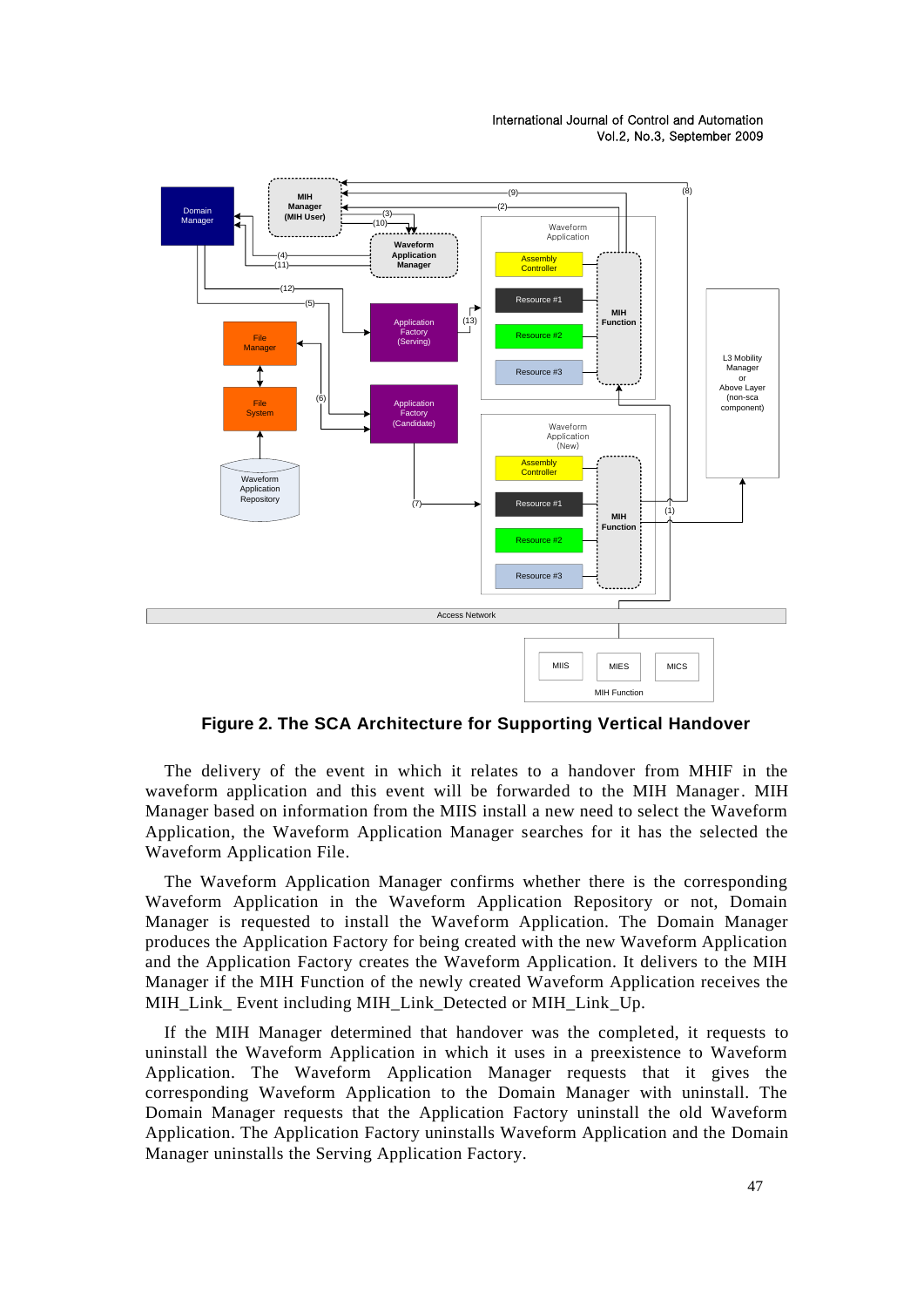**Figure 2. The SCA Architecture for Supporting Vertical Handover**

The delivery of the event in which it relates to a handover from MHIF in the waveform application and this event will be forwarded to the MIH Manager. MIH Manager based on information from the MIIS install a new need to select the Waveform Application, the Waveform Application Manager searches for it has the selected the Waveform Application File.

The Waveform Application Manager confirms whether there is the corresponding Waveform Application in the Waveform Application Repository or not, Domain Manager is requested to install the Waveform Application. The Domain Manager produces the Application Factory for being created with the new Waveform Application and the Application Factory creates the Waveform Application. It delivers to the MIH Manager if the MIH Function of the newly created Waveform Application receives the MIH_Link_ Event including MIH_Link_Detected or MIH_Link_Up.

If the MIH Manager determined that handover was the completed, it requests to uninstall the Waveform Application in which it uses in a preexistence to Waveform Application. The Waveform Application Manager requests that it gives the corresponding Waveform Application to the Domain Manager with uninstall. The Domain Manager requests that the Application Factory uninstall the old Waveform Application. The Application Factory uninstalls Waveform Application and the Domain Manager uninstalls the Serving Application Factory.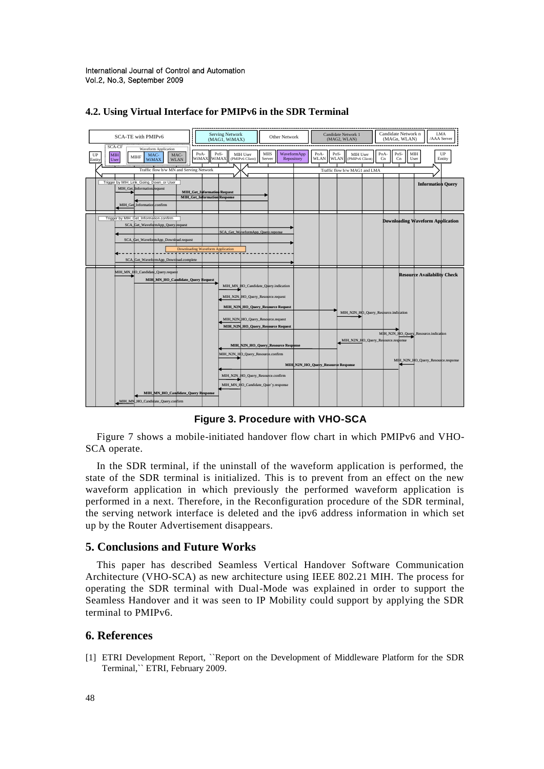## 4.2. Using Virtual Interface for PMIPv6 in the SDR Terminal

**Figure 3. Procedure with VHO-SCA**

Figure 7 shows a mobile-initiated handover flow chart in which PMIPv6 and VHO-SCA operate.

In the SDR terminal, if the uninstall of the waveform application is performed, the state of the SDR terminal is initialized. This is to prevent from an effect on the new waveform application in which previously the performed waveform application is performed in a next. Therefore, in the Reconfiguration procedure of the SDR terminal, the serving network interface is deleted and the ipv6 address information in which set up by the Router Advertisement disappears.

## 5. Conclusions and Future Works

This paper has described Seamless Vertical Handover Software Communication Architecture (VHO-SCA) as new architecture using IEEE 802.21 MIH. The process for operating the SDR terminal with Dual-Mode was explained in order to support the Seamless Handover and it was seen to IP Mobility could support by applying the SDR terminal to PMIPv6.

## 6. References

[1] ETRI Development Report, ``Report on the Development of Middleware Platform for the SDR Terminal,`` ETRI, February 2009.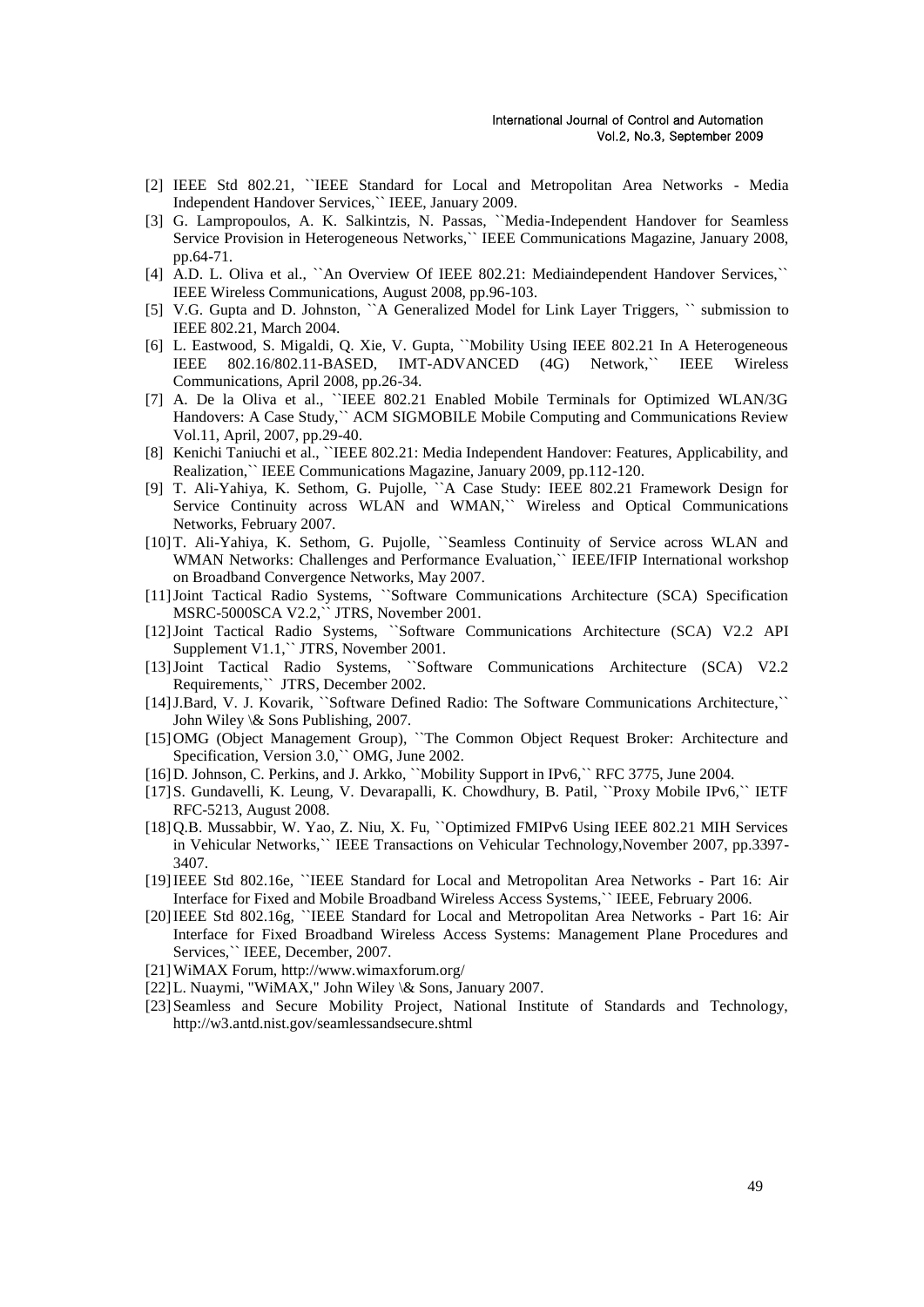[2] IEEE Std 802.21, ``IEEE Standard for Local and Metropolitan Area Networks - Media Independent Handover Services,`` IEEE, January 2009.

[3] G. Lampropoulos, A. K. Salkintzis, N. Passas, ``Media-Independent Handover for Seamless Service Provision in Heterogeneous Networks,`` IEEE Communications Magazine, January 2008, pp.64-71.

[4] A.D. L. Oliva et al., ``An Overview Of IEEE 802.21: Mediaindependent Handover Services,`` IEEE Wireless Communications, August 2008, pp.96-103.

[5] V.G. Gupta and D. Johnston, ``A Generalized Model for Link Layer Triggers, `` submission to IEEE 802.21, March 2004.

[6] L. Eastwood, S. Migaldi, Q. Xie, V. Gupta, ``Mobility Using IEEE 802.21 In A Heterogeneous IEEE 802.16/802.11-BASED, IMT-ADVANCED (4G) Network,`` IEEE Wireless Communications, April 2008, pp.26-34.

[7] A. De la Oliva et al., ``IEEE 802.21 Enabled Mobile Terminals for Optimized WLAN/3G Handovers: A Case Study,`` ACM SIGMOBILE Mobile Computing and Communications Review Vol.11, April, 2007, pp.29-40.

[8] Kenichi Taniuchi et al., ``IEEE 802.21: Media Independent Handover: Features, Applicability, and Realization,`` IEEE Communications Magazine, January 2009, pp.112-120.

[9] T. Ali-Yahiya, K. Sethom, G. Pujolle, ``A Case Study: IEEE 802.21 Framework Design for Service Continuity across WLAN and WMAN,`` Wireless and Optical Communications Networks, February 2007.

[10] T. Ali-Yahiya, K. Sethom, G. Pujolle, ``Seamless Continuity of Service across WLAN and WMAN Networks: Challenges and Performance Evaluation,`` IEEE/IFIP International workshop on Broadband Convergence Networks, May 2007.

[11] Joint Tactical Radio Systems, ``Software Communications Architecture (SCA) Specification MSRC-5000SCA V2.2,`` JTRS, November 2001.

[12] Joint Tactical Radio Systems, ``Software Communications Architecture (SCA) V2.2 API Supplement V1.1,`` JTRS, November 2001.

[13] Joint Tactical Radio Systems, ``Software Communications Architecture (SCA) V2.2 Requirements,`` JTRS, December 2002.

[14] J.Bard, V. J. Kovarik, ``Software Defined Radio: The Software Communications Architecture,`` John Wiley \& Sons Publishing, 2007.

[15] OMG (Object Management Group), ``The Common Object Request Broker: Architecture and Specification, Version 3.0,`` OMG, June 2002.

[16] D. Johnson, C. Perkins, and J. Arkko, ``Mobility Support in IPv6,`` RFC 3775, June 2004.

[17] S. Gundavelli, K. Leung, V. Devarapalli, K. Chowdhury, B. Patil, ``Proxy Mobile IPv6,`` IETF RFC-5213, August 2008.

[18] Q.B. Mussabbir, W. Yao, Z. Niu, X. Fu, ``Optimized FMIPv6 Using IEEE 802.21 MIH Services in Vehicular Networks,`` IEEE Transactions on Vehicular Technology,November 2007, pp.3397-3407.

[19] IEEE Std 802.16e, ``IEEE Standard for Local and Metropolitan Area Networks - Part 16: Air Interface for Fixed and Mobile Broadband Wireless Access Systems,`` IEEE, February 2006.

[20] IEEE Std 802.16g, ``IEEE Standard for Local and Metropolitan Area Networks - Part 16: Air Interface for Fixed Broadband Wireless Access Systems: Management Plane Procedures and Services,`` IEEE, December, 2007.

[21] WiMAX Forum, http://www.wimaxforum.org/

[22] L. Nuaymi, "WiMAX," John Wiley \& Sons, January 2007.

[23] Seamless and Secure Mobility Project, National Institute of Standards and Technology, http://w3.antd.nist.gov/seamlessandsecure.shtml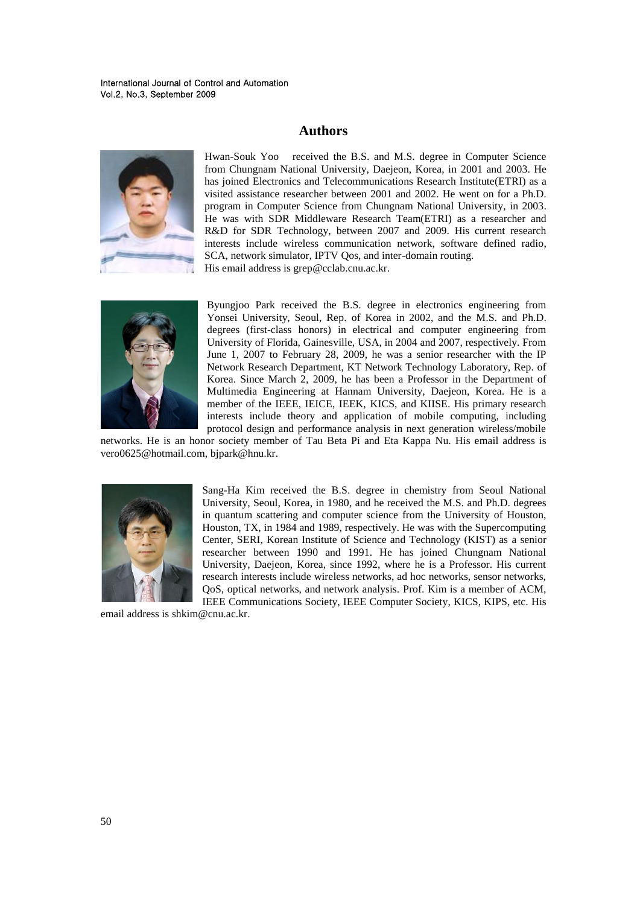## Authors

Hwan-Souk Yoo received the B.S. and M.S. degree in Computer Science from Chungnam National University, Daejeon, Korea, in 2001 and 2003. He has joined Electronics and Telecommunications Research Institute(ETRI) as a visited assistance researcher between 2001 and 2002. He went on for a Ph.D. program in Computer Science from Chungnam National University, in 2003. He was with SDR Middleware Research Team(ETRI) as a researcher and R&D for SDR Technology, between 2007 and 2009. His current research interests include wireless communication network, software defined radio, SCA, network simulator, IPTV Qos, and inter-domain routing.
His email address is grep@cclab.cnu.ac.kr.

Byungjoo Park received the B.S. degree in electronics engineering from Yonsei University, Seoul, Rep. of Korea in 2002, and the M.S. and Ph.D. degrees (first-class honors) in electrical and computer engineering from University of Florida, Gainesville, USA, in 2004 and 2007, respectively. From June 1, 2007 to February 28, 2009, he was a senior researcher with the IP Network Research Department, KT Network Technology Laboratory, Rep. of Korea. Since March 2, 2009, he has been a Professor in the Department of Multimedia Engineering at Hannam University, Daejeon, Korea. He is a member of the IEEE, IEICE, IEEK, KICS, and KIISE. His primary research interests include theory and application of mobile computing, including protocol design and performance analysis in next generation wireless/mobile networks. He is an honor society member of Tau Beta Pi and Eta Kappa Nu. His email address is vero0625@hotmail.com, bjpark@hnu.kr.

Sang-Ha Kim received the B.S. degree in chemistry from Seoul National University, Seoul, Korea, in 1980, and he received the M.S. and Ph.D. degrees in quantum scattering and computer science from the University of Houston, Houston, TX, in 1984 and 1989, respectively. He was with the Supercomputing Center, SERI, Korean Institute of Science and Technology (KIST) as a senior researcher between 1990 and 1991. He has joined Chungnam National University, Daejeon, Korea, since 1992, where he is a Professor. His current research interests include wireless networks, ad hoc networks, sensor networks, QoS, optical networks, and network analysis. Prof. Kim is a member of ACM, IEEE Communications Society, IEEE Computer Society, KICS, KIPS, etc. His email address is shkim@cnu.ac.kr.